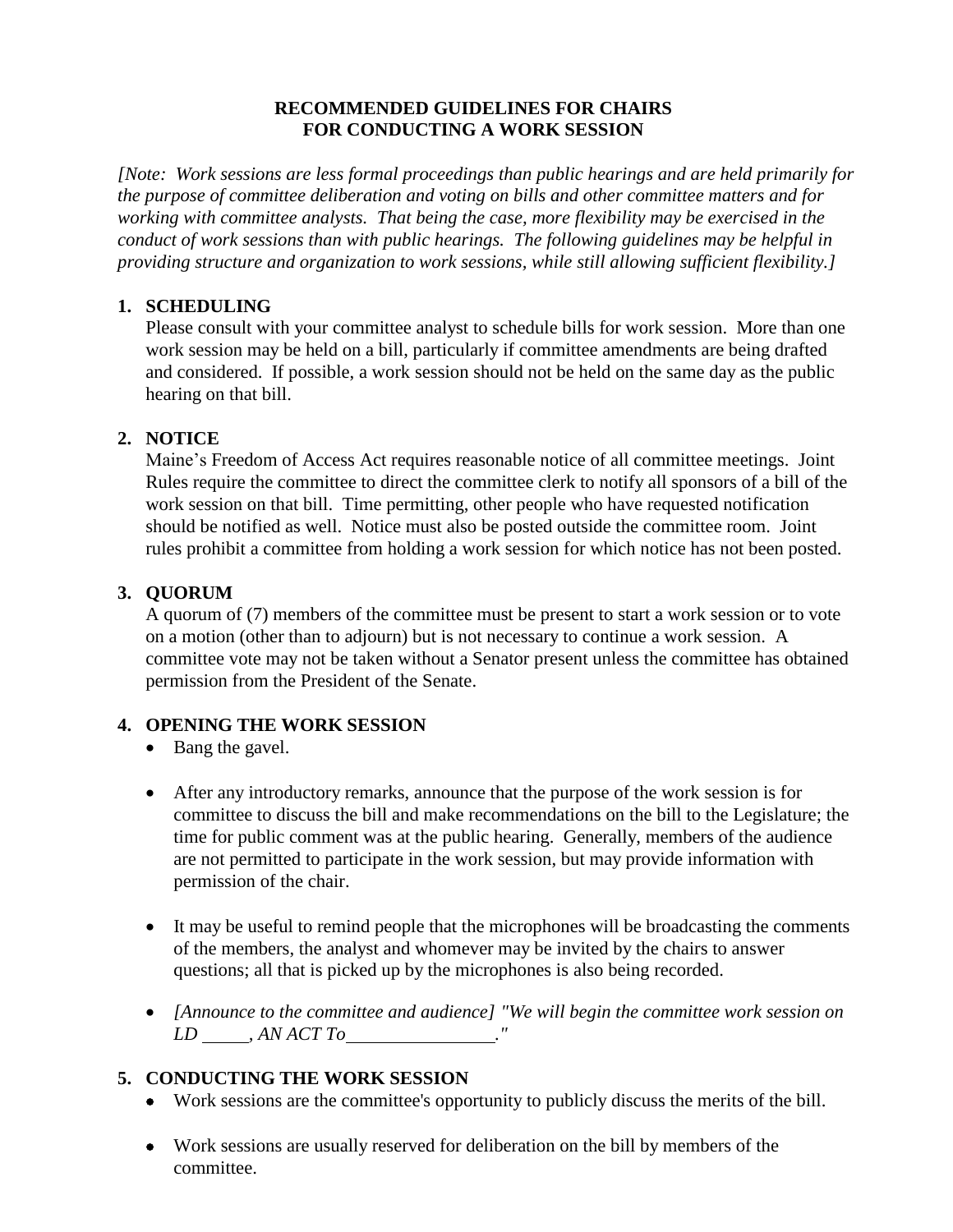# RECOMMENDED GUIDELINES FOR CHAIRS FOR CONDUCTING A WORK SESSION

*[Note: Work sessions are less formal proceedings than public hearings and are held primarily for the purpose of committee deliberation and voting on bills and other committee matters and for working with committee analysts. That being the case, more flexibility may be exercised in the conduct of work sessions than with public hearings. The following guidelines may be helpful in providing structure and organization to work sessions, while still allowing sufficient flexibility.]*

## 1. SCHEDULING

Please consult with your committee analyst to schedule bills for work session. More than one work session may be held on a bill, particularly if committee amendments are being drafted and considered. If possible, a work session should not be held on the same day as the public hearing on that bill.

## 2. NOTICE

Maine's Freedom of Access Act requires reasonable notice of all committee meetings. Joint Rules require the committee to direct the committee clerk to notify all sponsors of a bill of the work session on that bill. Time permitting, other people who have requested notification should be notified as well. Notice must also be posted outside the committee room. Joint rules prohibit a committee from holding a work session for which notice has not been posted.

## 3. QUORUM

A quorum of (7) members of the committee must be present to start a work session or to vote on a motion (other than to adjourn) but is not necessary to continue a work session. A committee vote may not be taken without a Senator present unless the committee has obtained permission from the President of the Senate.

## 4. OPENING THE WORK SESSION

- Bang the gavel.
- After any introductory remarks, announce that the purpose of the work session is for committee to discuss the bill and make recommendations on the bill to the Legislature; the time for public comment was at the public hearing. Generally, members of the audience are not permitted to participate in the work session, but may provide information with permission of the chair.
- It may be useful to remind people that the microphones will be broadcasting the comments of the members, the analyst and whomever may be invited by the chairs to answer questions; all that is picked up by the microphones is also being recorded.
- *[Announce to the committee and audience] "We will begin the committee work session on LD \_\_\_\_\_, AN ACT To\_\_\_\_\_\_\_\_\_\_\_\_\_\_\_\_."*

## 5. CONDUCTING THE WORK SESSION

- Work sessions are the committee's opportunity to publicly discuss the merits of the bill.
- Work sessions are usually reserved for deliberation on the bill by members of the committee.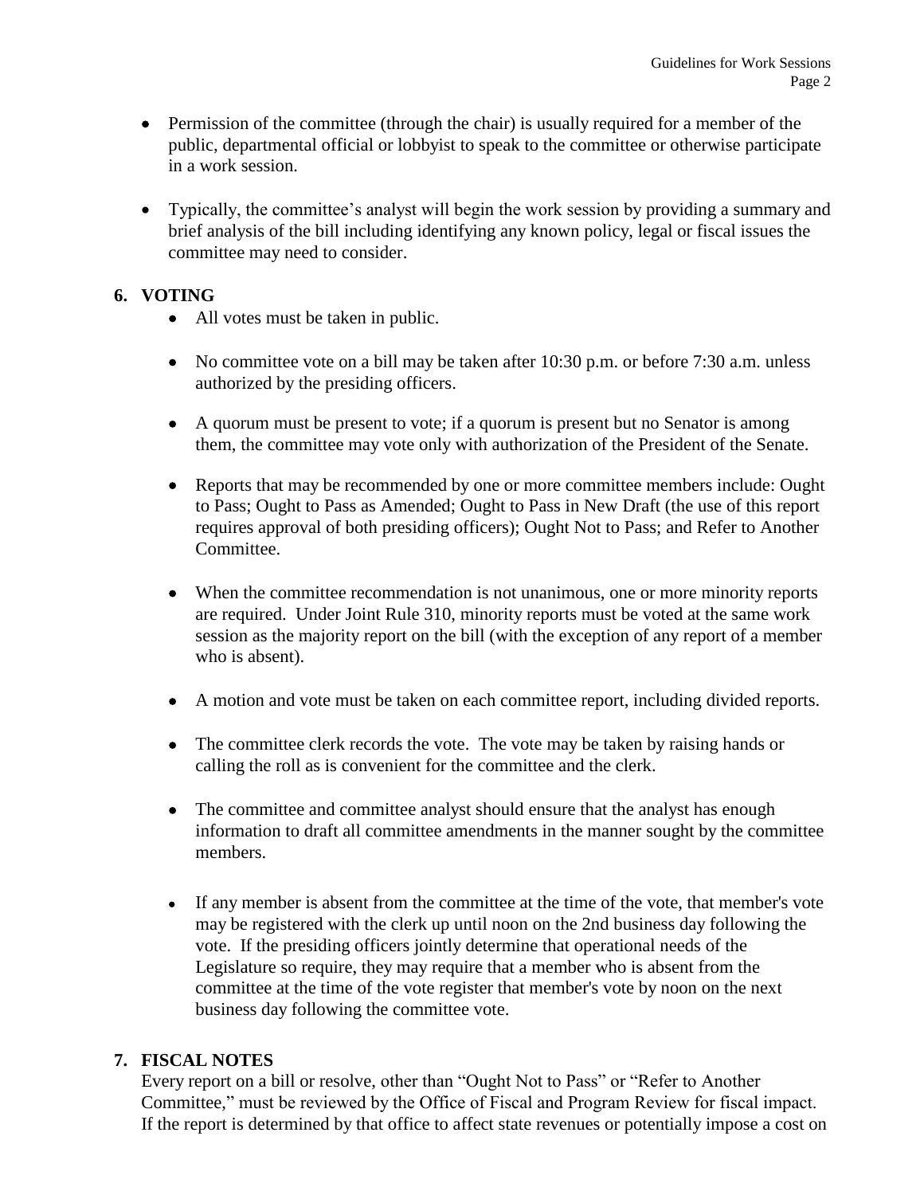- Permission of the committee (through the chair) is usually required for a member of the public, departmental official or lobbyist to speak to the committee or otherwise participate in a work session.

- Typically, the committee's analyst will begin the work session by providing a summary and brief analysis of the bill including identifying any known policy, legal or fiscal issues the committee may need to consider.

## 6. VOTING

- All votes must be taken in public.

- No committee vote on a bill may be taken after 10:30 p.m. or before 7:30 a.m. unless authorized by the presiding officers.

- A quorum must be present to vote; if a quorum is present but no Senator is among them, the committee may vote only with authorization of the President of the Senate.

- Reports that may be recommended by one or more committee members include: Ought to Pass; Ought to Pass as Amended; Ought to Pass in New Draft (the use of this report requires approval of both presiding officers); Ought Not to Pass; and Refer to Another Committee.

- When the committee recommendation is not unanimous, one or more minority reports are required. Under Joint Rule 310, minority reports must be voted at the same work session as the majority report on the bill (with the exception of any report of a member who is absent).

- A motion and vote must be taken on each committee report, including divided reports.

- The committee clerk records the vote. The vote may be taken by raising hands or calling the roll as is convenient for the committee and the clerk.

- The committee and committee analyst should ensure that the analyst has enough information to draft all committee amendments in the manner sought by the committee members.

- If any member is absent from the committee at the time of the vote, that member's vote may be registered with the clerk up until noon on the 2nd business day following the vote. If the presiding officers jointly determine that operational needs of the Legislature so require, they may require that a member who is absent from the committee at the time of the vote register that member's vote by noon on the next business day following the committee vote.

## 7. FISCAL NOTES

Every report on a bill or resolve, other than "Ought Not to Pass" or "Refer to Another Committee," must be reviewed by the Office of Fiscal and Program Review for fiscal impact. If the report is determined by that office to affect state revenues or potentially impose a cost on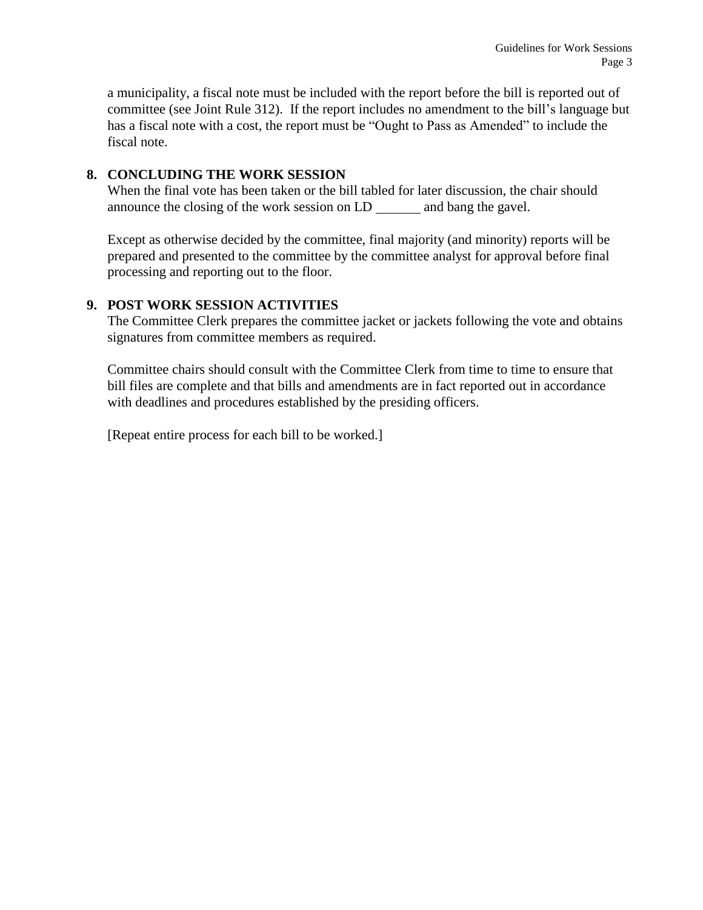a municipality, a fiscal note must be included with the report before the bill is reported out of committee (see Joint Rule 312). If the report includes no amendment to the bill's language but has a fiscal note with a cost, the report must be "Ought to Pass as Amended" to include the fiscal note.

**8. CONCLUDING THE WORK SESSION**

When the final vote has been taken or the bill tabled for later discussion, the chair should announce the closing of the work session on LD ______ and bang the gavel.

Except as otherwise decided by the committee, final majority (and minority) reports will be prepared and presented to the committee by the committee analyst for approval before final processing and reporting out to the floor.

**9. POST WORK SESSION ACTIVITIES**

The Committee Clerk prepares the committee jacket or jackets following the vote and obtains signatures from committee members as required.

Committee chairs should consult with the Committee Clerk from time to time to ensure that bill files are complete and that bills and amendments are in fact reported out in accordance with deadlines and procedures established by the presiding officers.

[Repeat entire process for each bill to be worked.]